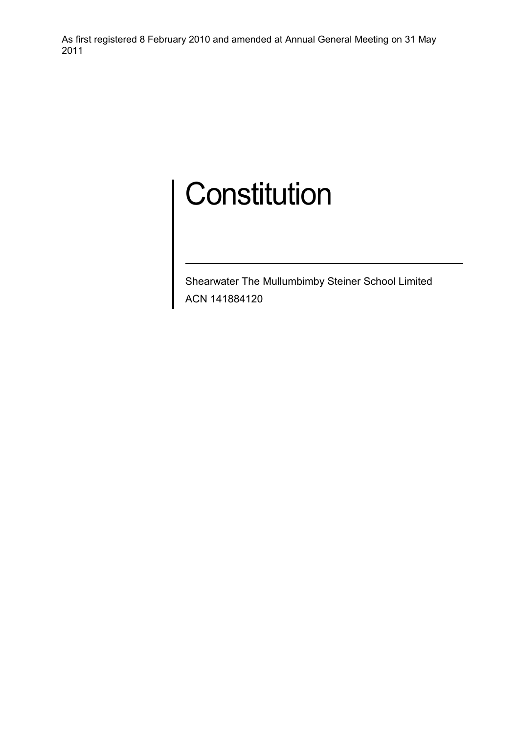As first registered 8 February 2010 and amended at Annual General Meeting on 31 May 2011

# Constitution

---

Shearwater The Mullumbimby Steiner School Limited

ACN 141884120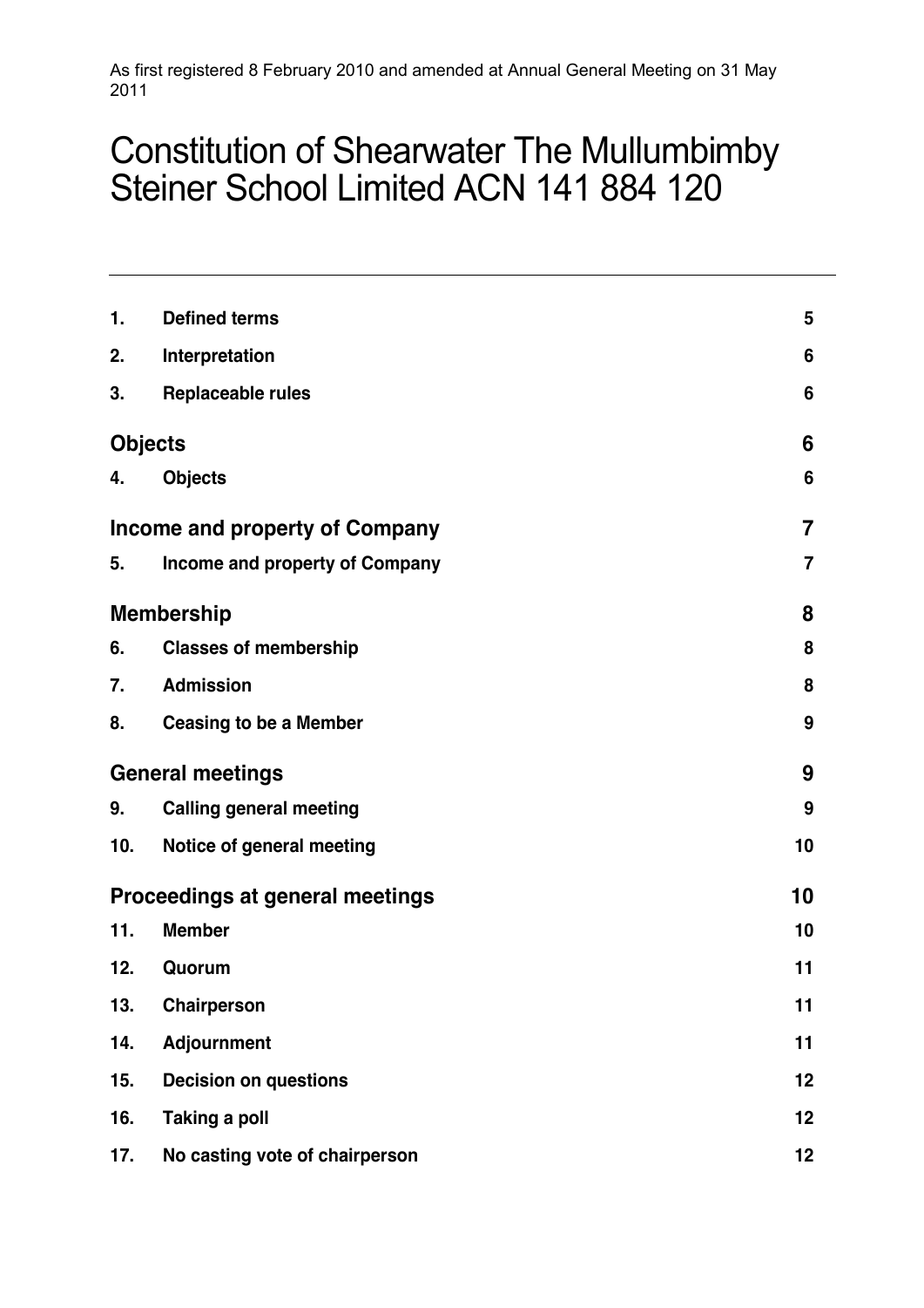As first registered 8 February 2010 and amended at Annual General Meeting on 31 May 2011

# Constitution of Shearwater The Mullumbimby Steiner School Limited ACN 141 884 120

---

| | | |
|---|---|---|
| 1. | **Defined terms** | 5 |
| 2. | **Interpretation** | 6 |
| 3. | **Replaceable rules** | 6 |
| **Objects** | | 6 |
| 4. | **Objects** | 6 |
| **Income and property of Company** | | 7 |
| 5. | **Income and property of Company** | 7 |
| **Membership** | | 8 |
| 6. | **Classes of membership** | 8 |
| 7. | **Admission** | 8 |
| 8. | **Ceasing to be a Member** | 9 |
| **General meetings** | | 9 |
| 9. | **Calling general meeting** | 9 |
| 10. | **Notice of general meeting** | 10 |
| **Proceedings at general meetings** | | 10 |
| 11. | **Member** | 10 |
| 12. | **Quorum** | 11 |
| 13. | **Chairperson** | 11 |
| 14. | **Adjournment** | 11 |
| 15. | **Decision on questions** | 12 |
| 16. | **Taking a poll** | 12 |
| 17. | **No casting vote of chairperson** | 12 |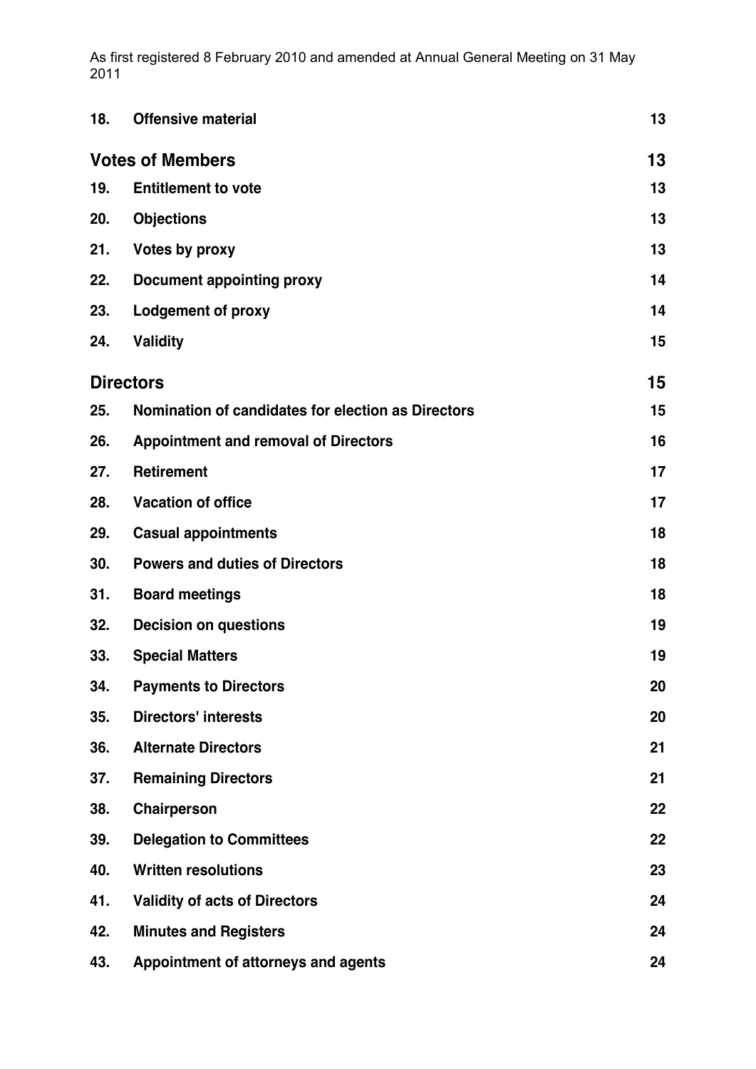As first registered 8 February 2010 and amended at Annual General Meeting on 31 May 2011

| | | |
|---|---|---|
| **18.** | **Offensive material** | **13** |
| **Votes of Members** | | **13** |
| **19.** | **Entitlement to vote** | **13** |
| **20.** | **Objections** | **13** |
| **21.** | **Votes by proxy** | **13** |
| **22.** | **Document appointing proxy** | **14** |
| **23.** | **Lodgement of proxy** | **14** |
| **24.** | **Validity** | **15** |
| **Directors** | | **15** |
| **25.** | **Nomination of candidates for election as Directors** | **15** |
| **26.** | **Appointment and removal of Directors** | **16** |
| **27.** | **Retirement** | **17** |
| **28.** | **Vacation of office** | **17** |
| **29.** | **Casual appointments** | **18** |
| **30.** | **Powers and duties of Directors** | **18** |
| **31.** | **Board meetings** | **18** |
| **32.** | **Decision on questions** | **19** |
| **33.** | **Special Matters** | **19** |
| **34.** | **Payments to Directors** | **20** |
| **35.** | **Directors' interests** | **20** |
| **36.** | **Alternate Directors** | **21** |
| **37.** | **Remaining Directors** | **21** |
| **38.** | **Chairperson** | **22** |
| **39.** | **Delegation to Committees** | **22** |
| **40.** | **Written resolutions** | **23** |
| **41.** | **Validity of acts of Directors** | **24** |
| **42.** | **Minutes and Registers** | **24** |
| **43.** | **Appointment of attorneys and agents** | **24** |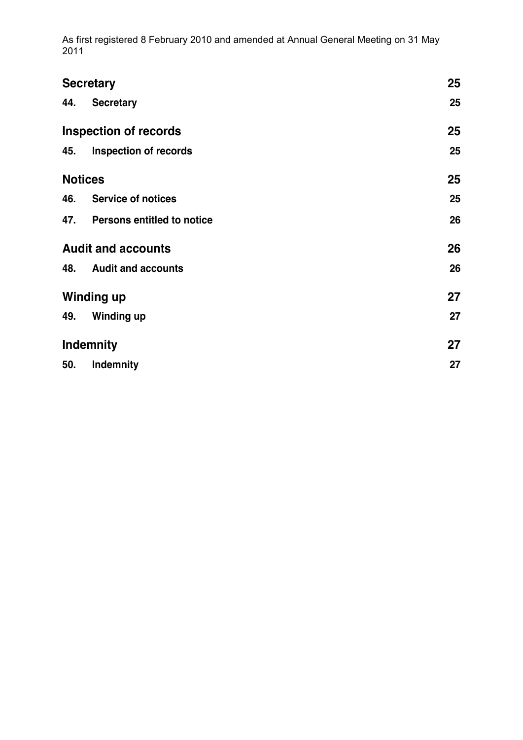| | | |
|---|---|---|
| **Secretary** | | **25** |
| **44.** | **Secretary** | **25** |
| **Inspection of records** | | **25** |
| **45.** | **Inspection of records** | **25** |
| **Notices** | | **25** |
| **46.** | **Service of notices** | **25** |
| **47.** | **Persons entitled to notice** | **26** |
| **Audit and accounts** | | **26** |
| **48.** | **Audit and accounts** | **26** |
| **Winding up** | | **27** |
| **49.** | **Winding up** | **27** |
| **Indemnity** | | **27** |
| **50.** | **Indemnity** | **27** |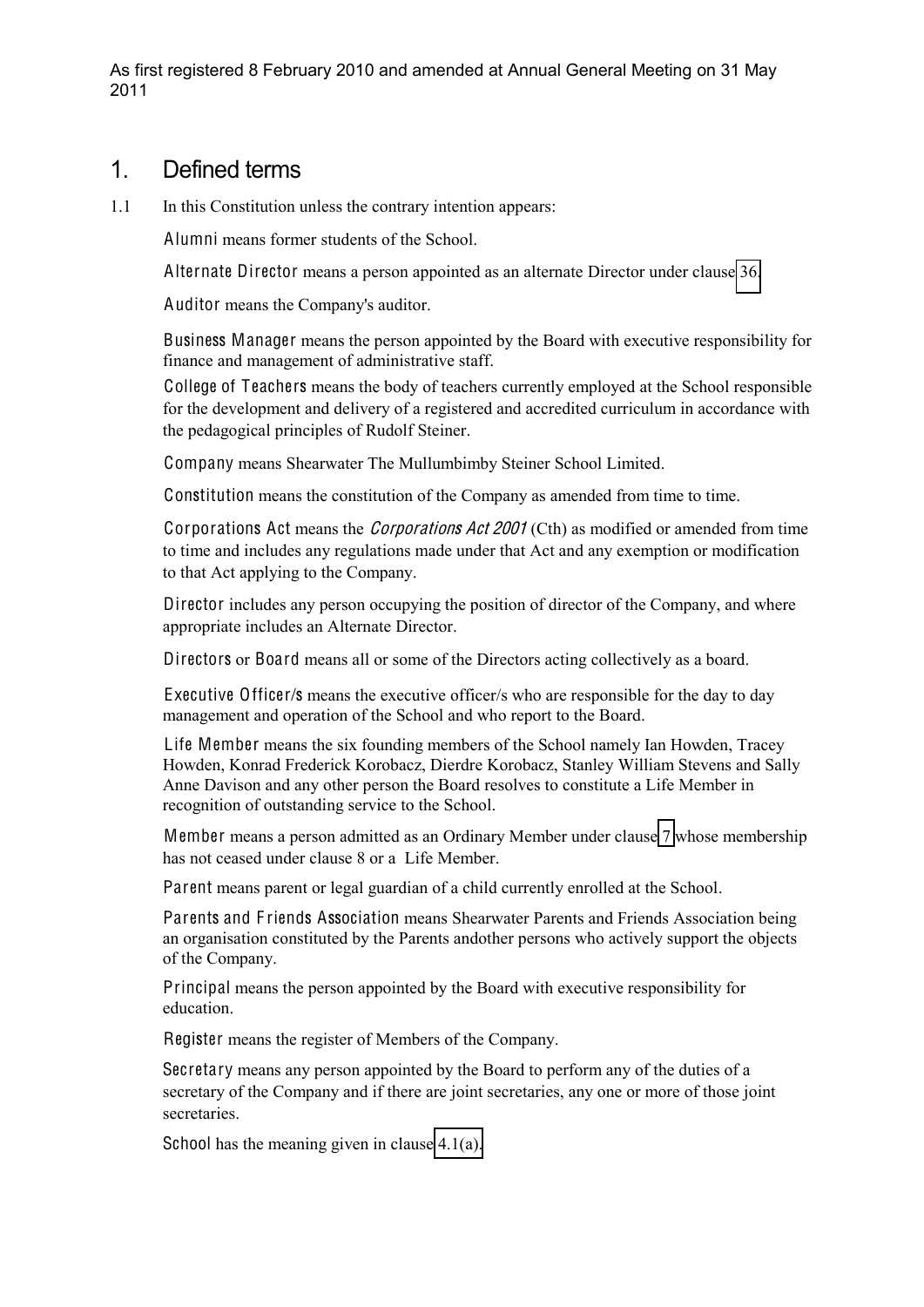As first registered 8 February 2010 and amended at Annual General Meeting on 31 May 2011

# 1. Defined terms

1.1 In this Constitution unless the contrary intention appears:

**Alumni** means former students of the School.

**Alternate Director** means a person appointed as an alternate Director under clause 36.

**Auditor** means the Company's auditor.

**Business Manager** means the person appointed by the Board with executive responsibility for finance and management of administrative staff.

**College of Teachers** means the body of teachers currently employed at the School responsible for the development and delivery of a registered and accredited curriculum in accordance with the pedagogical principles of Rudolf Steiner.

**Company** means Shearwater The Mullumbimby Steiner School Limited.

**Constitution** means the constitution of the Company as amended from time to time.

**Corporations Act** means the *Corporations Act 2001* (Cth) as modified or amended from time to time and includes any regulations made under that Act and any exemption or modification to that Act applying to the Company.

**Director** includes any person occupying the position of director of the Company, and where appropriate includes an Alternate Director.

**Directors** or **Board** means all or some of the Directors acting collectively as a board.

**Executive Officer/s** means the executive officer/s who are responsible for the day to day management and operation of the School and who report to the Board.

**Life Member** means the six founding members of the School namely Ian Howden, Tracey Howden, Konrad Frederick Korobacz, Dierdre Korobacz, Stanley William Stevens and Sally Anne Davison and any other person the Board resolves to constitute a Life Member in recognition of outstanding service to the School.

**Member** means a person admitted as an Ordinary Member under clause 7 whose membership has not ceased under clause 8 or a Life Member.

**Parent** means parent or legal guardian of a child currently enrolled at the School.

**Parents and Friends Association** means Shearwater Parents and Friends Association being an organisation constituted by the Parents andother persons who actively support the objects of the Company.

**Principal** means the person appointed by the Board with executive responsibility for education.

**Register** means the register of Members of the Company.

**Secretary** means any person appointed by the Board to perform any of the duties of a secretary of the Company and if there are joint secretaries, any one or more of those joint secretaries.

**School** has the meaning given in clause 4.1(a).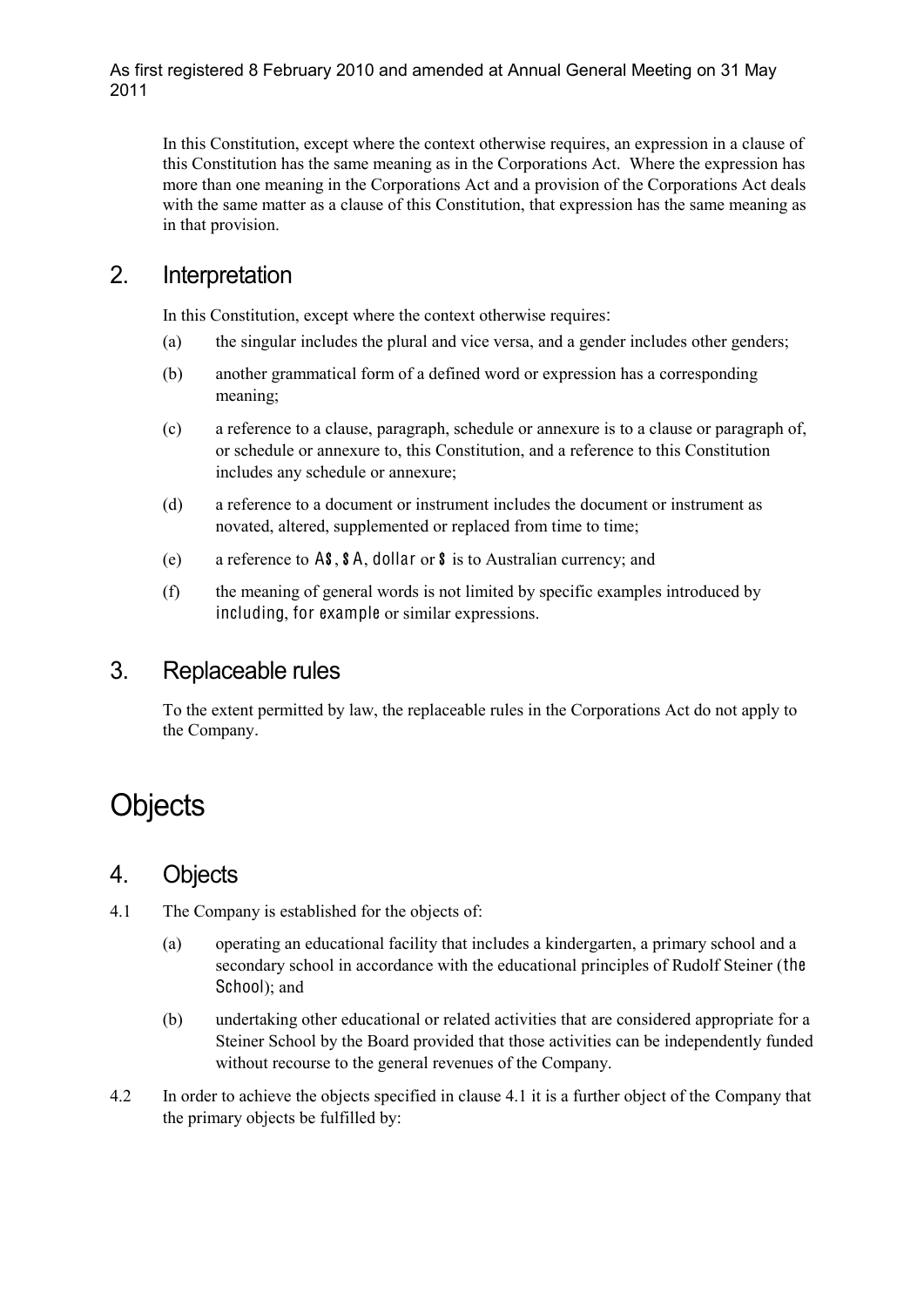In this Constitution, except where the context otherwise requires, an expression in a clause of this Constitution has the same meaning as in the Corporations Act. Where the expression has more than one meaning in the Corporations Act and a provision of the Corporations Act deals with the same matter as a clause of this Constitution, that expression has the same meaning as in that provision.

## 2. Interpretation

In this Constitution, except where the context otherwise requires:

(a) the singular includes the plural and vice versa, and a gender includes other genders;

(b) another grammatical form of a defined word or expression has a corresponding meaning;

(c) a reference to a clause, paragraph, schedule or annexure is to a clause or paragraph of, or schedule or annexure to, this Constitution, and a reference to this Constitution includes any schedule or annexure;

(d) a reference to a document or instrument includes the document or instrument as novated, altered, supplemented or replaced from time to time;

(e) a reference to **A$**, **$A**, **dollar** or **$** is to Australian currency; and

(f) the meaning of general words is not limited by specific examples introduced by **including**, **for example** or similar expressions.

## 3. Replaceable rules

To the extent permitted by law, the replaceable rules in the Corporations Act do not apply to the Company.

# Objects

## 4. Objects

4.1 The Company is established for the objects of:

(a) operating an educational facility that includes a kindergarten, a primary school and a secondary school in accordance with the educational principles of Rudolf Steiner (**the School**); and

(b) undertaking other educational or related activities that are considered appropriate for a Steiner School by the Board provided that those activities can be independently funded without recourse to the general revenues of the Company.

4.2 In order to achieve the objects specified in clause 4.1 it is a further object of the Company that the primary objects be fulfilled by: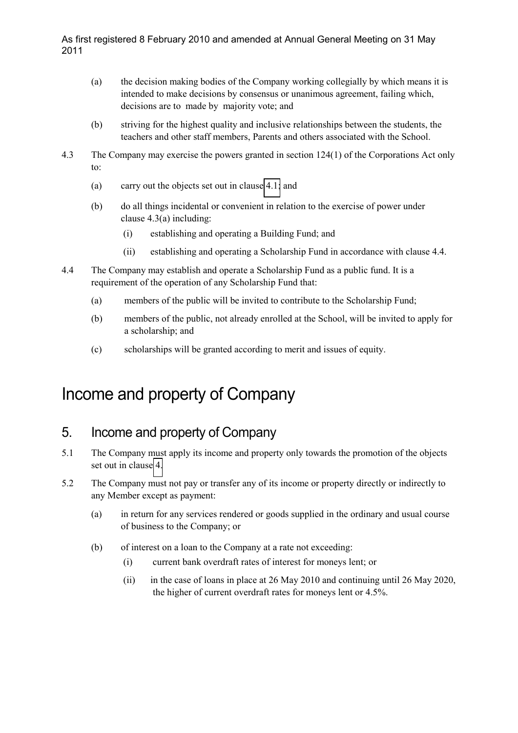(a) the decision making bodies of the Company working collegially by which means it is intended to make decisions by consensus or unanimous agreement, failing which, decisions are to made by majority vote; and

(b) striving for the highest quality and inclusive relationships between the students, the teachers and other staff members, Parents and others associated with the School.

4.3 The Company may exercise the powers granted in section 124(1) of the Corporations Act only to:

(a) carry out the objects set out in clause 4.1; and

(b) do all things incidental or convenient in relation to the exercise of power under clause 4.3(a) including:

(i) establishing and operating a Building Fund; and

(ii) establishing and operating a Scholarship Fund in accordance with clause 4.4.

4.4 The Company may establish and operate a Scholarship Fund as a public fund. It is a requirement of the operation of any Scholarship Fund that:

(a) members of the public will be invited to contribute to the Scholarship Fund;

(b) members of the public, not already enrolled at the School, will be invited to apply for a scholarship; and

(c) scholarships will be granted according to merit and issues of equity.

# Income and property of Company

## 5. Income and property of Company

5.1 The Company must apply its income and property only towards the promotion of the objects set out in clause 4.

5.2 The Company must not pay or transfer any of its income or property directly or indirectly to any Member except as payment:

(a) in return for any services rendered or goods supplied in the ordinary and usual course of business to the Company; or

(b) of interest on a loan to the Company at a rate not exceeding:

(i) current bank overdraft rates of interest for moneys lent; or

(ii) in the case of loans in place at 26 May 2010 and continuing until 26 May 2020, the higher of current overdraft rates for moneys lent or 4.5%.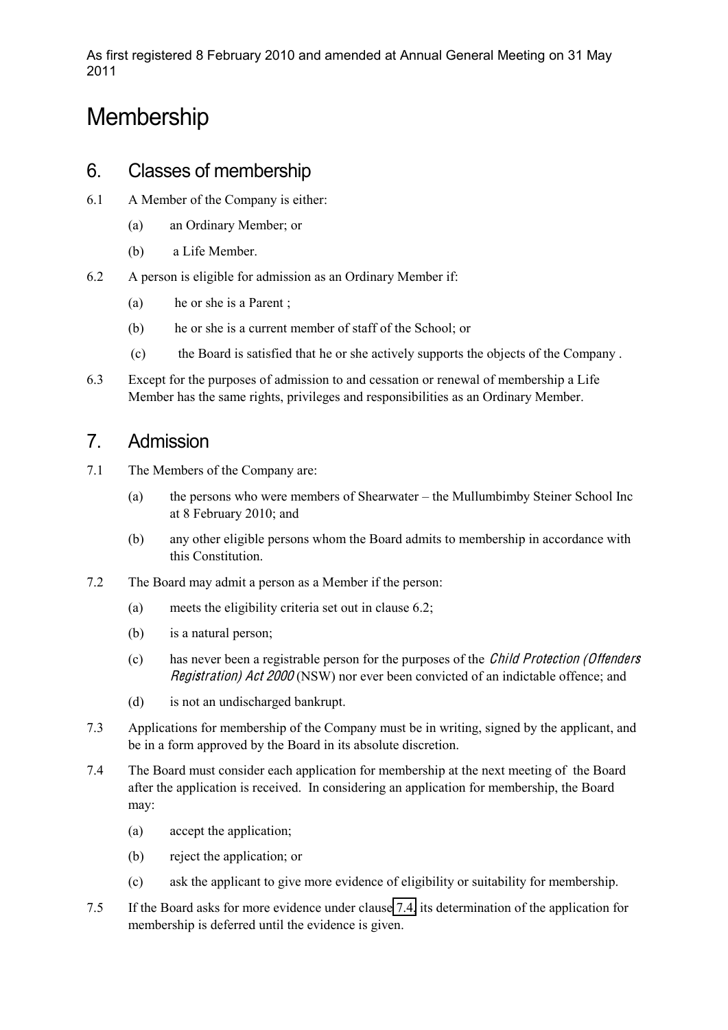# Membership

## 6. Classes of membership

6.1 A Member of the Company is either:

(a) an Ordinary Member; or

(b) a Life Member.

6.2 A person is eligible for admission as an Ordinary Member if:

(a) he or she is a Parent ;

(b) he or she is a current member of staff of the School; or

(c) the Board is satisfied that he or she actively supports the objects of the Company .

6.3 Except for the purposes of admission to and cessation or renewal of membership a Life Member has the same rights, privileges and responsibilities as an Ordinary Member.

## 7. Admission

7.1 The Members of the Company are:

(a) the persons who were members of Shearwater – the Mullumbimby Steiner School Inc at 8 February 2010; and

(b) any other eligible persons whom the Board admits to membership in accordance with this Constitution.

7.2 The Board may admit a person as a Member if the person:

(a) meets the eligibility criteria set out in clause 6.2;

(b) is a natural person;

(c) has never been a registrable person for the purposes of the *Child Protection (Offenders Registration) Act 2000* (NSW) nor ever been convicted of an indictable offence; and

(d) is not an undischarged bankrupt.

7.3 Applications for membership of the Company must be in writing, signed by the applicant, and be in a form approved by the Board in its absolute discretion.

7.4 The Board must consider each application for membership at the next meeting of the Board after the application is received. In considering an application for membership, the Board may:

(a) accept the application;

(b) reject the application; or

(c) ask the applicant to give more evidence of eligibility or suitability for membership.

7.5 If the Board asks for more evidence under clause 7.4, its determination of the application for membership is deferred until the evidence is given.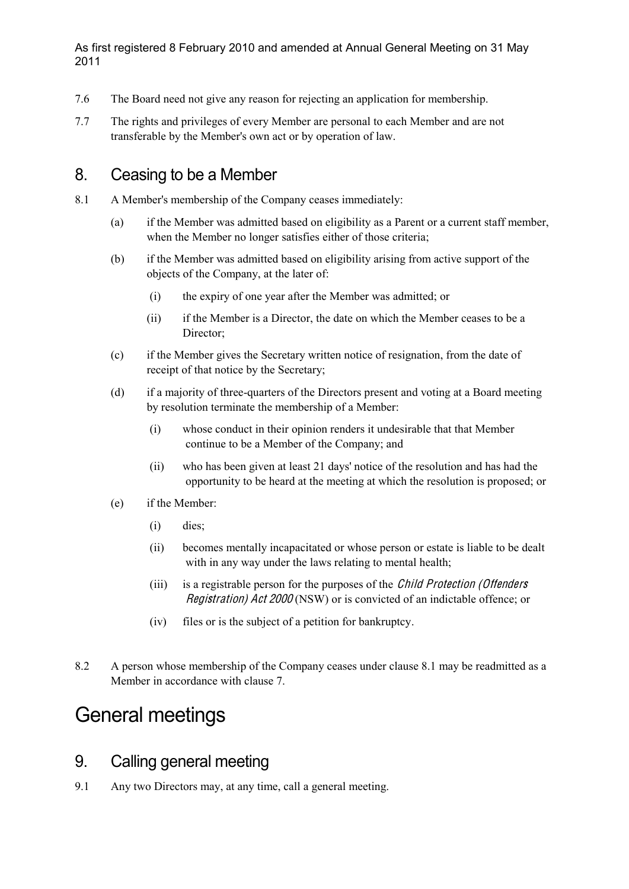7.6 The Board need not give any reason for rejecting an application for membership.

7.7 The rights and privileges of every Member are personal to each Member and are not transferable by the Member's own act or by operation of law.

## 8. Ceasing to be a Member

8.1 A Member's membership of the Company ceases immediately:

(a) if the Member was admitted based on eligibility as a Parent or a current staff member, when the Member no longer satisfies either of those criteria;

(b) if the Member was admitted based on eligibility arising from active support of the objects of the Company, at the later of:

(i) the expiry of one year after the Member was admitted; or

(ii) if the Member is a Director, the date on which the Member ceases to be a Director;

(c) if the Member gives the Secretary written notice of resignation, from the date of receipt of that notice by the Secretary;

(d) if a majority of three-quarters of the Directors present and voting at a Board meeting by resolution terminate the membership of a Member:

(i) whose conduct in their opinion renders it undesirable that that Member continue to be a Member of the Company; and

(ii) who has been given at least 21 days' notice of the resolution and has had the opportunity to be heard at the meeting at which the resolution is proposed; or

(e) if the Member:

(i) dies;

(ii) becomes mentally incapacitated or whose person or estate is liable to be dealt with in any way under the laws relating to mental health;

(iii) is a registrable person for the purposes of the *Child Protection (Offenders Registration) Act 2000* (NSW) or is convicted of an indictable offence; or

(iv) files or is the subject of a petition for bankruptcy.

8.2 A person whose membership of the Company ceases under clause 8.1 may be readmitted as a Member in accordance with clause 7.

# General meetings

## 9. Calling general meeting

9.1 Any two Directors may, at any time, call a general meeting.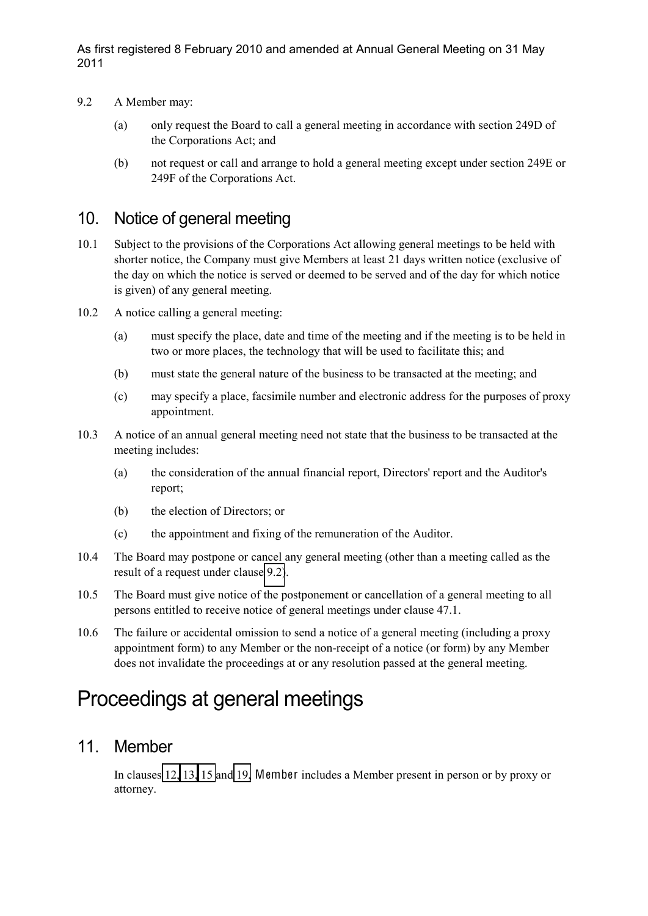9.2 A Member may:

(a) only request the Board to call a general meeting in accordance with section 249D of the Corporations Act; and

(b) not request or call and arrange to hold a general meeting except under section 249E or 249F of the Corporations Act.

## 10. Notice of general meeting

10.1 Subject to the provisions of the Corporations Act allowing general meetings to be held with shorter notice, the Company must give Members at least 21 days written notice (exclusive of the day on which the notice is served or deemed to be served and of the day for which notice is given) of any general meeting.

10.2 A notice calling a general meeting:

(a) must specify the place, date and time of the meeting and if the meeting is to be held in two or more places, the technology that will be used to facilitate this; and

(b) must state the general nature of the business to be transacted at the meeting; and

(c) may specify a place, facsimile number and electronic address for the purposes of proxy appointment.

10.3 A notice of an annual general meeting need not state that the business to be transacted at the meeting includes:

(a) the consideration of the annual financial report, Directors' report and the Auditor's report;

(b) the election of Directors; or

(c) the appointment and fixing of the remuneration of the Auditor.

10.4 The Board may postpone or cancel any general meeting (other than a meeting called as the result of a request under clause 9.2).

10.5 The Board must give notice of the postponement or cancellation of a general meeting to all persons entitled to receive notice of general meetings under clause 47.1.

10.6 The failure or accidental omission to send a notice of a general meeting (including a proxy appointment form) to any Member or the non-receipt of a notice (or form) by any Member does not invalidate the proceedings at or any resolution passed at the general meeting.

# Proceedings at general meetings

## 11. Member

In clauses 12, 13, 15 and 19, **Member** includes a Member present in person or by proxy or attorney.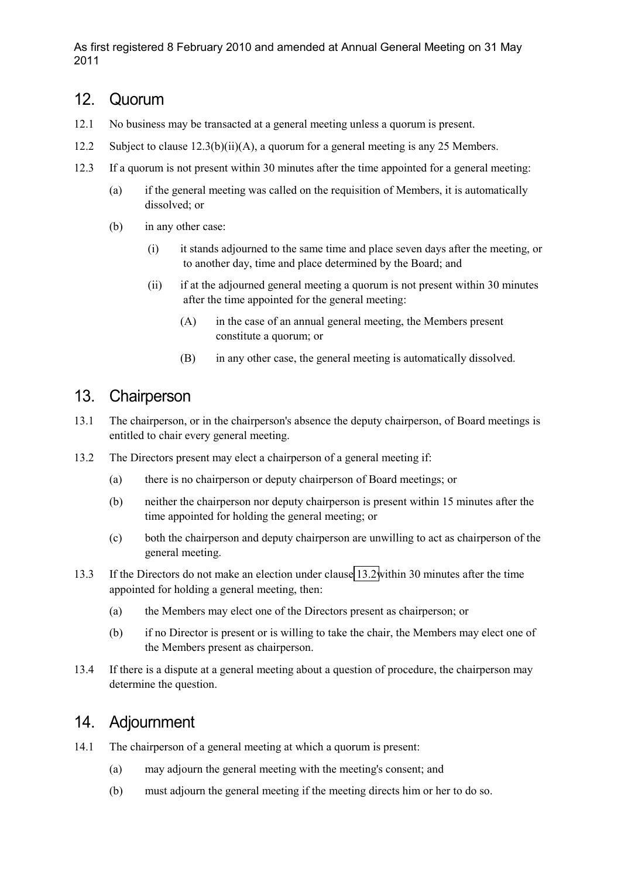## 12. Quorum

12.1 No business may be transacted at a general meeting unless a quorum is present.

12.2 Subject to clause 12.3(b)(ii)(A), a quorum for a general meeting is any 25 Members.

12.3 If a quorum is not present within 30 minutes after the time appointed for a general meeting:

- (a) if the general meeting was called on the requisition of Members, it is automatically dissolved; or
- (b) in any other case:
  - (i) it stands adjourned to the same time and place seven days after the meeting, or to another day, time and place determined by the Board; and
  - (ii) if at the adjourned general meeting a quorum is not present within 30 minutes after the time appointed for the general meeting:
    - (A) in the case of an annual general meeting, the Members present constitute a quorum; or
    - (B) in any other case, the general meeting is automatically dissolved.

## 13. Chairperson

13.1 The chairperson, or in the chairperson's absence the deputy chairperson, of Board meetings is entitled to chair every general meeting.

13.2 The Directors present may elect a chairperson of a general meeting if:

- (a) there is no chairperson or deputy chairperson of Board meetings; or
- (b) neither the chairperson nor deputy chairperson is present within 15 minutes after the time appointed for holding the general meeting; or
- (c) both the chairperson and deputy chairperson are unwilling to act as chairperson of the general meeting.

13.3 If the Directors do not make an election under clause 13.2 within 30 minutes after the time appointed for holding a general meeting, then:

- (a) the Members may elect one of the Directors present as chairperson; or
- (b) if no Director is present or is willing to take the chair, the Members may elect one of the Members present as chairperson.

13.4 If there is a dispute at a general meeting about a question of procedure, the chairperson may determine the question.

## 14. Adjournment

14.1 The chairperson of a general meeting at which a quorum is present:

- (a) may adjourn the general meeting with the meeting's consent; and
- (b) must adjourn the general meeting if the meeting directs him or her to do so.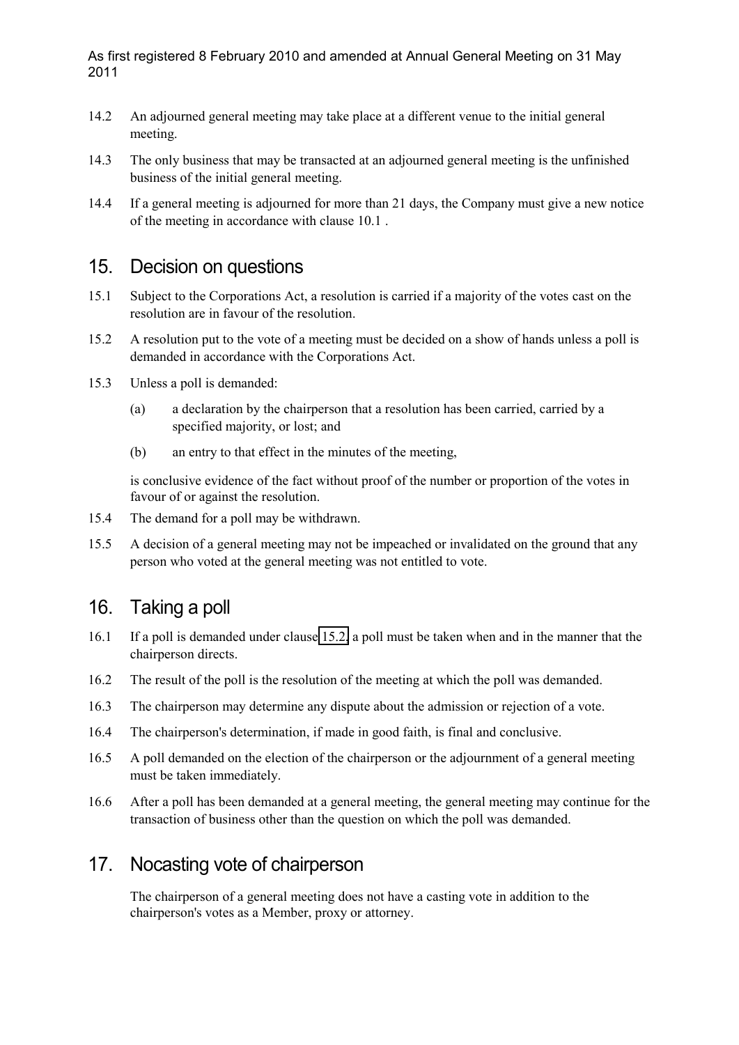14.2 An adjourned general meeting may take place at a different venue to the initial general meeting.

14.3 The only business that may be transacted at an adjourned general meeting is the unfinished business of the initial general meeting.

14.4 If a general meeting is adjourned for more than 21 days, the Company must give a new notice of the meeting in accordance with clause 10.1 .

## 15. Decision on questions

15.1 Subject to the Corporations Act, a resolution is carried if a majority of the votes cast on the resolution are in favour of the resolution.

15.2 A resolution put to the vote of a meeting must be decided on a show of hands unless a poll is demanded in accordance with the Corporations Act.

15.3 Unless a poll is demanded:

(a) a declaration by the chairperson that a resolution has been carried, carried by a specified majority, or lost; and

(b) an entry to that effect in the minutes of the meeting,

is conclusive evidence of the fact without proof of the number or proportion of the votes in favour of or against the resolution.

15.4 The demand for a poll may be withdrawn.

15.5 A decision of a general meeting may not be impeached or invalidated on the ground that any person who voted at the general meeting was not entitled to vote.

## 16. Taking a poll

16.1 If a poll is demanded under clause 15.2, a poll must be taken when and in the manner that the chairperson directs.

16.2 The result of the poll is the resolution of the meeting at which the poll was demanded.

16.3 The chairperson may determine any dispute about the admission or rejection of a vote.

16.4 The chairperson's determination, if made in good faith, is final and conclusive.

16.5 A poll demanded on the election of the chairperson or the adjournment of a general meeting must be taken immediately.

16.6 After a poll has been demanded at a general meeting, the general meeting may continue for the transaction of business other than the question on which the poll was demanded.

## 17. Nocasting vote of chairperson

The chairperson of a general meeting does not have a casting vote in addition to the chairperson's votes as a Member, proxy or attorney.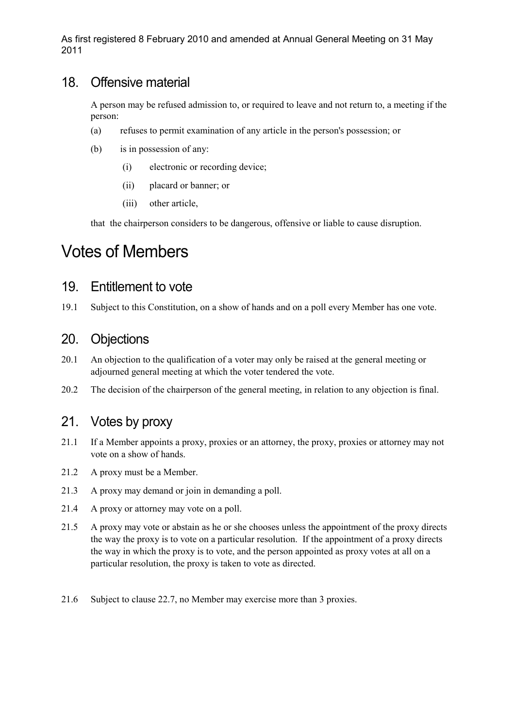## 18. Offensive material

A person may be refused admission to, or required to leave and not return to, a meeting if the person:

(a) refuses to permit examination of any article in the person's possession; or

(b) is in possession of any:

(i) electronic or recording device;

(ii) placard or banner; or

(iii) other article,

that the chairperson considers to be dangerous, offensive or liable to cause disruption.

# Votes of Members

## 19. Entitlement to vote

19.1 Subject to this Constitution, on a show of hands and on a poll every Member has one vote.

## 20. Objections

20.1 An objection to the qualification of a voter may only be raised at the general meeting or adjourned general meeting at which the voter tendered the vote.

20.2 The decision of the chairperson of the general meeting, in relation to any objection is final.

## 21. Votes by proxy

21.1 If a Member appoints a proxy, proxies or an attorney, the proxy, proxies or attorney may not vote on a show of hands.

21.2 A proxy must be a Member.

21.3 A proxy may demand or join in demanding a poll.

21.4 A proxy or attorney may vote on a poll.

21.5 A proxy may vote or abstain as he or she chooses unless the appointment of the proxy directs the way the proxy is to vote on a particular resolution. If the appointment of a proxy directs the way in which the proxy is to vote, and the person appointed as proxy votes at all on a particular resolution, the proxy is taken to vote as directed.

21.6 Subject to clause 22.7, no Member may exercise more than 3 proxies.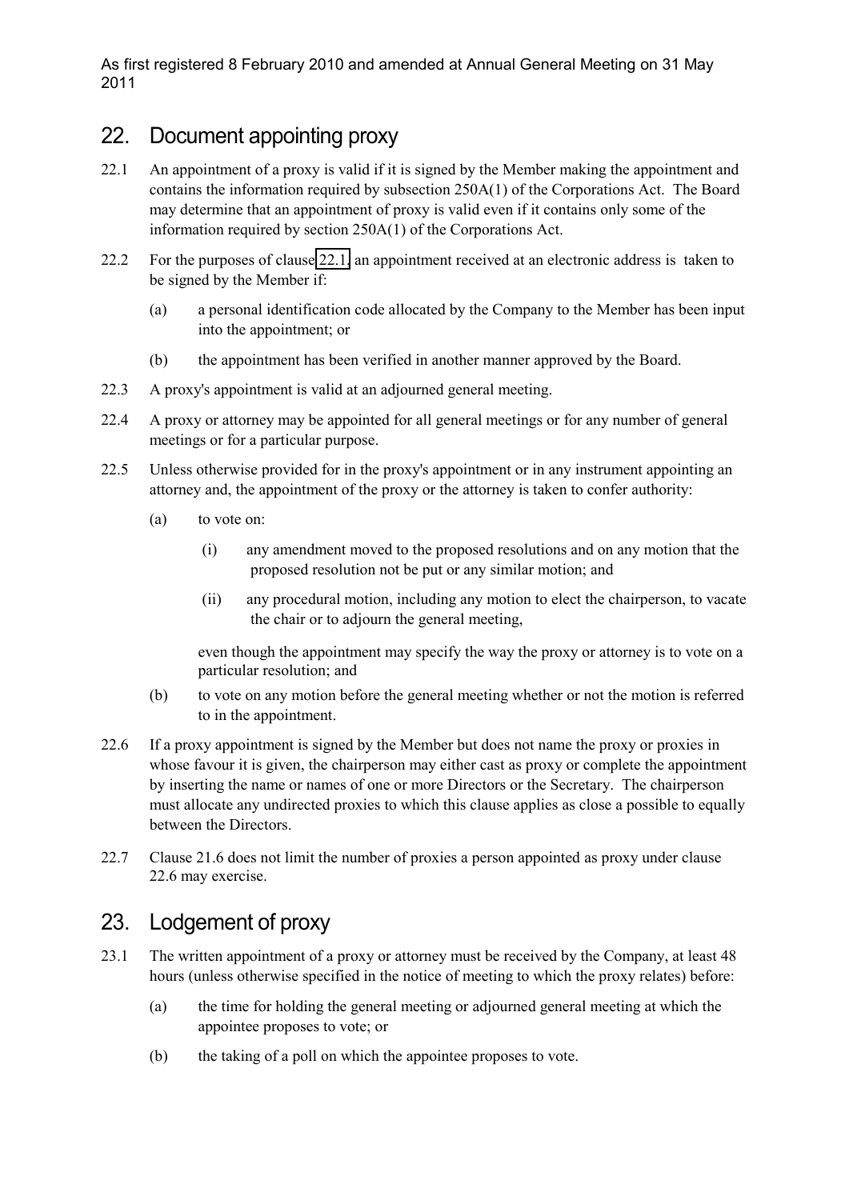## 22. Document appointing proxy

22.1 An appointment of a proxy is valid if it is signed by the Member making the appointment and contains the information required by subsection 250A(1) of the Corporations Act. The Board may determine that an appointment of proxy is valid even if it contains only some of the information required by section 250A(1) of the Corporations Act.

22.2 For the purposes of clause 22.1, an appointment received at an electronic address is taken to be signed by the Member if:

(a) a personal identification code allocated by the Company to the Member has been input into the appointment; or

(b) the appointment has been verified in another manner approved by the Board.

22.3 A proxy's appointment is valid at an adjourned general meeting.

22.4 A proxy or attorney may be appointed for all general meetings or for any number of general meetings or for a particular purpose.

22.5 Unless otherwise provided for in the proxy's appointment or in any instrument appointing an attorney and, the appointment of the proxy or the attorney is taken to confer authority:

(a) to vote on:

(i) any amendment moved to the proposed resolutions and on any motion that the proposed resolution not be put or any similar motion; and

(ii) any procedural motion, including any motion to elect the chairperson, to vacate the chair or to adjourn the general meeting,

even though the appointment may specify the way the proxy or attorney is to vote on a particular resolution; and

(b) to vote on any motion before the general meeting whether or not the motion is referred to in the appointment.

22.6 If a proxy appointment is signed by the Member but does not name the proxy or proxies in whose favour it is given, the chairperson may either cast as proxy or complete the appointment by inserting the name or names of one or more Directors or the Secretary. The chairperson must allocate any undirected proxies to which this clause applies as close a possible to equally between the Directors.

22.7 Clause 21.6 does not limit the number of proxies a person appointed as proxy under clause 22.6 may exercise.

## 23. Lodgement of proxy

23.1 The written appointment of a proxy or attorney must be received by the Company, at least 48 hours (unless otherwise specified in the notice of meeting to which the proxy relates) before:

(a) the time for holding the general meeting or adjourned general meeting at which the appointee proposes to vote; or

(b) the taking of a poll on which the appointee proposes to vote.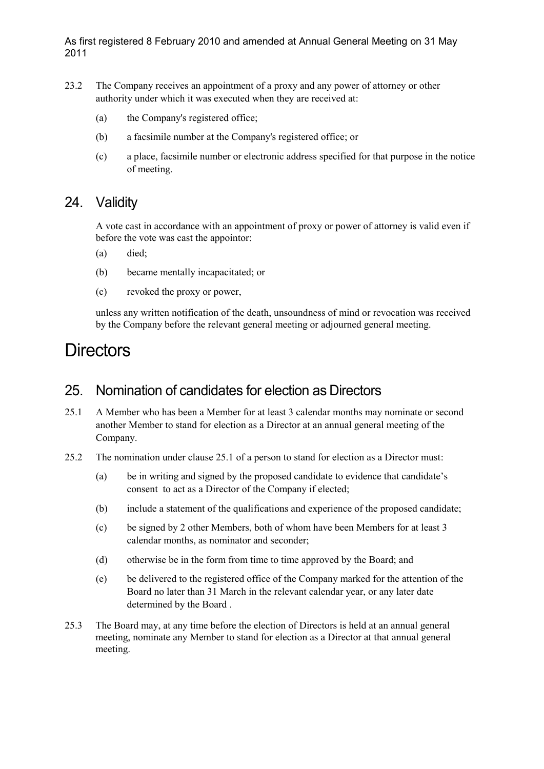23.2 The Company receives an appointment of a proxy and any power of attorney or other authority under which it was executed when they are received at:

(a) the Company's registered office;

(b) a facsimile number at the Company's registered office; or

(c) a place, facsimile number or electronic address specified for that purpose in the notice of meeting.

## 24. Validity

A vote cast in accordance with an appointment of proxy or power of attorney is valid even if before the vote was cast the appointor:

(a) died;

(b) became mentally incapacitated; or

(c) revoked the proxy or power,

unless any written notification of the death, unsoundness of mind or revocation was received by the Company before the relevant general meeting or adjourned general meeting.

# Directors

## 25. Nomination of candidates for election as Directors

25.1 A Member who has been a Member for at least 3 calendar months may nominate or second another Member to stand for election as a Director at an annual general meeting of the Company.

25.2 The nomination under clause 25.1 of a person to stand for election as a Director must:

(a) be in writing and signed by the proposed candidate to evidence that candidate's consent to act as a Director of the Company if elected;

(b) include a statement of the qualifications and experience of the proposed candidate;

(c) be signed by 2 other Members, both of whom have been Members for at least 3 calendar months, as nominator and seconder;

(d) otherwise be in the form from time to time approved by the Board; and

(e) be delivered to the registered office of the Company marked for the attention of the Board no later than 31 March in the relevant calendar year, or any later date determined by the Board .

25.3 The Board may, at any time before the election of Directors is held at an annual general meeting, nominate any Member to stand for election as a Director at that annual general meeting.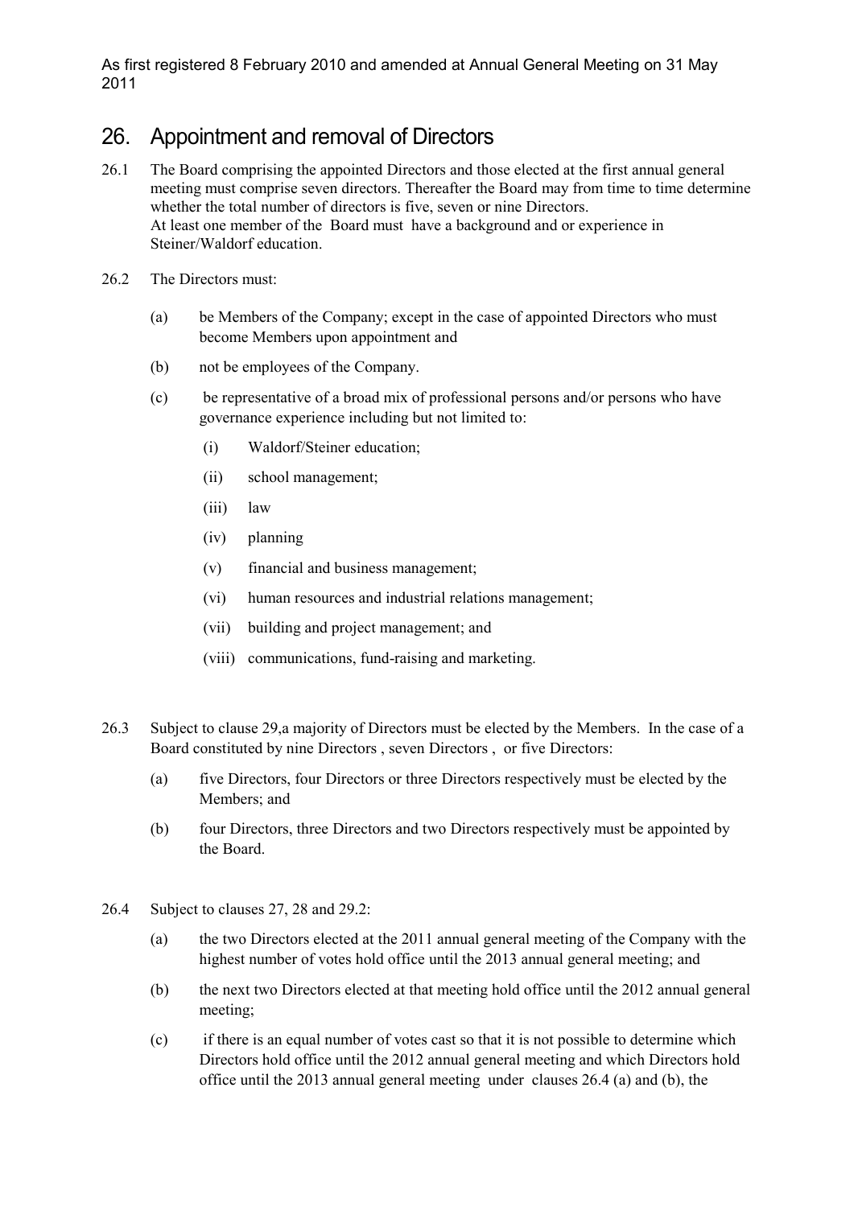# 26. Appointment and removal of Directors

26.1 The Board comprising the appointed Directors and those elected at the first annual general meeting must comprise seven directors. Thereafter the Board may from time to time determine whether the total number of directors is five, seven or nine Directors.
At least one member of the Board must have a background and or experience in Steiner/Waldorf education.

26.2 The Directors must:

(a) be Members of the Company; except in the case of appointed Directors who must become Members upon appointment and

(b) not be employees of the Company.

(c) be representative of a broad mix of professional persons and/or persons who have governance experience including but not limited to:

(i) Waldorf/Steiner education;

(ii) school management;

(iii) law

(iv) planning

(v) financial and business management;

(vi) human resources and industrial relations management;

(vii) building and project management; and

(viii) communications, fund-raising and marketing.

26.3 Subject to clause 29,a majority of Directors must be elected by the Members. In the case of a Board constituted by nine Directors , seven Directors , or five Directors:

(a) five Directors, four Directors or three Directors respectively must be elected by the Members; and

(b) four Directors, three Directors and two Directors respectively must be appointed by the Board.

26.4 Subject to clauses 27, 28 and 29.2:

(a) the two Directors elected at the 2011 annual general meeting of the Company with the highest number of votes hold office until the 2013 annual general meeting; and

(b) the next two Directors elected at that meeting hold office until the 2012 annual general meeting;

(c) if there is an equal number of votes cast so that it is not possible to determine which Directors hold office until the 2012 annual general meeting and which Directors hold office until the 2013 annual general meeting under clauses 26.4 (a) and (b), the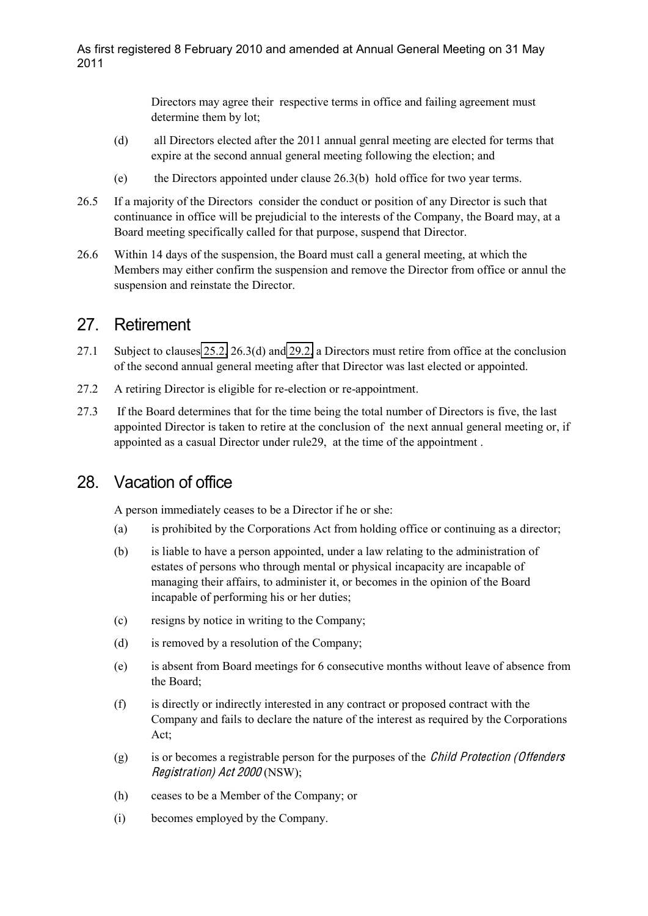Directors may agree their respective terms in office and failing agreement must determine them by lot;

(d) all Directors elected after the 2011 annual genral meeting are elected for terms that expire at the second annual general meeting following the election; and

(e) the Directors appointed under clause 26.3(b) hold office for two year terms.

26.5 If a majority of the Directors consider the conduct or position of any Director is such that continuance in office will be prejudicial to the interests of the Company, the Board may, at a Board meeting specifically called for that purpose, suspend that Director.

26.6 Within 14 days of the suspension, the Board must call a general meeting, at which the Members may either confirm the suspension and remove the Director from office or annul the suspension and reinstate the Director.

# 27. Retirement

27.1 Subject to clauses 25.2, 26.3(d) and 29.2, a Directors must retire from office at the conclusion of the second annual general meeting after that Director was last elected or appointed.

27.2 A retiring Director is eligible for re-election or re-appointment.

27.3 If the Board determines that for the time being the total number of Directors is five, the last appointed Director is taken to retire at the conclusion of the next annual general meeting or, if appointed as a casual Director under rule29, at the time of the appointment .

# 28. Vacation of office

A person immediately ceases to be a Director if he or she:

(a) is prohibited by the Corporations Act from holding office or continuing as a director;

(b) is liable to have a person appointed, under a law relating to the administration of estates of persons who through mental or physical incapacity are incapable of managing their affairs, to administer it, or becomes in the opinion of the Board incapable of performing his or her duties;

(c) resigns by notice in writing to the Company;

(d) is removed by a resolution of the Company;

(e) is absent from Board meetings for 6 consecutive months without leave of absence from the Board;

(f) is directly or indirectly interested in any contract or proposed contract with the Company and fails to declare the nature of the interest as required by the Corporations Act;

(g) is or becomes a registrable person for the purposes of the *Child Protection (Offenders Registration) Act 2000* (NSW);

(h) ceases to be a Member of the Company; or

(i) becomes employed by the Company.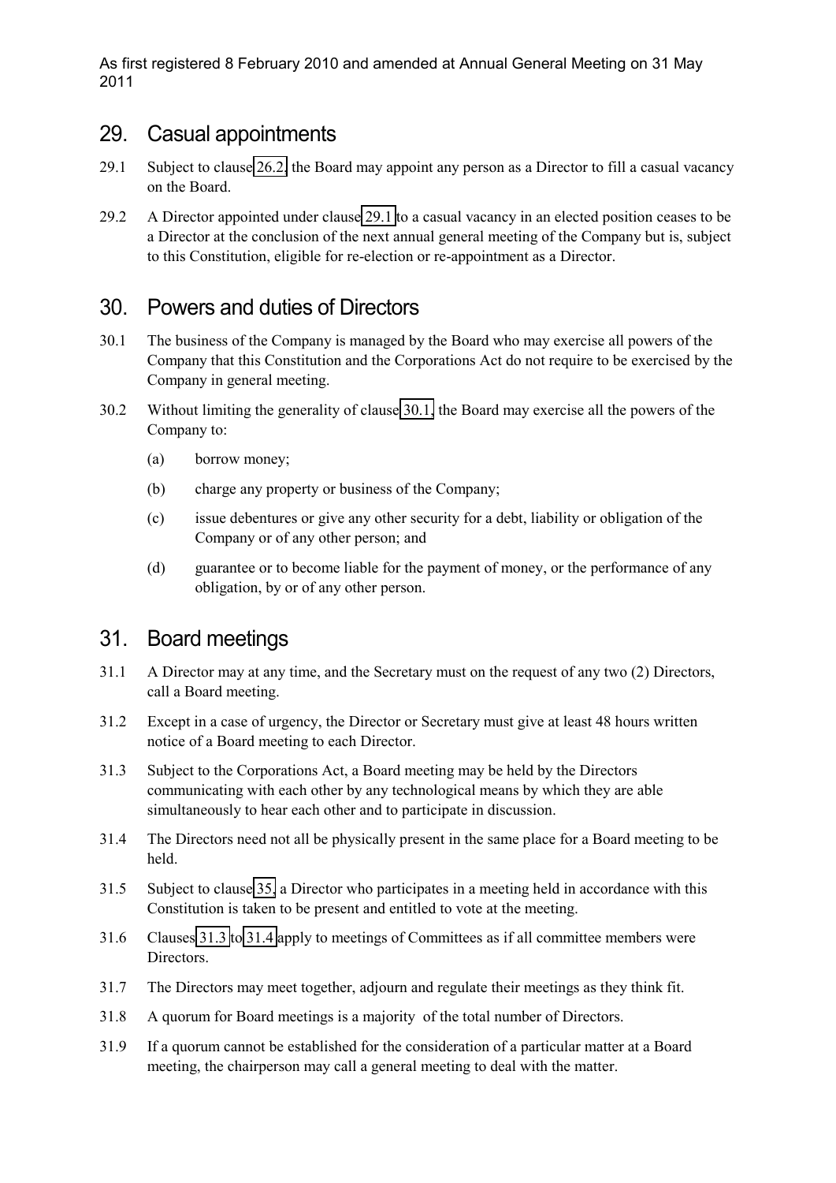## 29. Casual appointments

29.1 Subject to clause 26.2, the Board may appoint any person as a Director to fill a casual vacancy on the Board.

29.2 A Director appointed under clause 29.1 to a casual vacancy in an elected position ceases to be a Director at the conclusion of the next annual general meeting of the Company but is, subject to this Constitution, eligible for re-election or re-appointment as a Director.

## 30. Powers and duties of Directors

30.1 The business of the Company is managed by the Board who may exercise all powers of the Company that this Constitution and the Corporations Act do not require to be exercised by the Company in general meeting.

30.2 Without limiting the generality of clause 30.1, the Board may exercise all the powers of the Company to:

(a) borrow money;

(b) charge any property or business of the Company;

(c) issue debentures or give any other security for a debt, liability or obligation of the Company or of any other person; and

(d) guarantee or to become liable for the payment of money, or the performance of any obligation, by or of any other person.

## 31. Board meetings

31.1 A Director may at any time, and the Secretary must on the request of any two (2) Directors, call a Board meeting.

31.2 Except in a case of urgency, the Director or Secretary must give at least 48 hours written notice of a Board meeting to each Director.

31.3 Subject to the Corporations Act, a Board meeting may be held by the Directors communicating with each other by any technological means by which they are able simultaneously to hear each other and to participate in discussion.

31.4 The Directors need not all be physically present in the same place for a Board meeting to be held.

31.5 Subject to clause 35, a Director who participates in a meeting held in accordance with this Constitution is taken to be present and entitled to vote at the meeting.

31.6 Clauses 31.3 to 31.4 apply to meetings of Committees as if all committee members were Directors.

31.7 The Directors may meet together, adjourn and regulate their meetings as they think fit.

31.8 A quorum for Board meetings is a majority of the total number of Directors.

31.9 If a quorum cannot be established for the consideration of a particular matter at a Board meeting, the chairperson may call a general meeting to deal with the matter.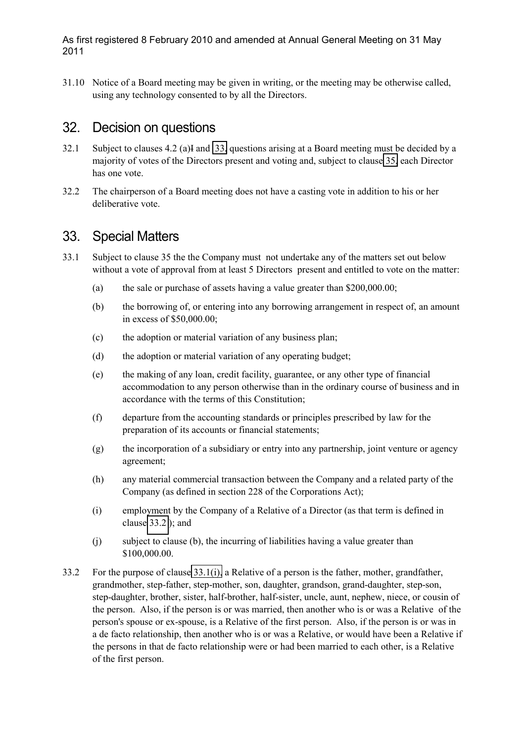31.10 Notice of a Board meeting may be given in writing, or the meeting may be otherwise called, using any technology consented to by all the Directors.

## 32. Decision on questions

32.1 Subject to clauses 4.2 (a)I and 33, questions arising at a Board meeting must be decided by a majority of votes of the Directors present and voting and, subject to clause 35, each Director has one vote.

32.2 The chairperson of a Board meeting does not have a casting vote in addition to his or her deliberative vote.

## 33. Special Matters

33.1 Subject to clause 35 the the Company must not undertake any of the matters set out below without a vote of approval from at least 5 Directors present and entitled to vote on the matter:

(a) the sale or purchase of assets having a value greater than $200,000.00;

(b) the borrowing of, or entering into any borrowing arrangement in respect of, an amount in excess of $50,000.00;

(c) the adoption or material variation of any business plan;

(d) the adoption or material variation of any operating budget;

(e) the making of any loan, credit facility, guarantee, or any other type of financial accommodation to any person otherwise than in the ordinary course of business and in accordance with the terms of this Constitution;

(f) departure from the accounting standards or principles prescribed by law for the preparation of its accounts or financial statements;

(g) the incorporation of a subsidiary or entry into any partnership, joint venture or agency agreement;

(h) any material commercial transaction between the Company and a related party of the Company (as defined in section 228 of the Corporations Act);

(i) employment by the Company of a Relative of a Director (as that term is defined in clause 33.2); and

(j) subject to clause (b), the incurring of liabilities having a value greater than $100,000.00.

33.2 For the purpose of clause 33.1(i), a Relative of a person is the father, mother, grandfather, grandmother, step-father, step-mother, son, daughter, grandson, grand-daughter, step-son, step-daughter, brother, sister, half-brother, half-sister, uncle, aunt, nephew, niece, or cousin of the person. Also, if the person is or was married, then another who is or was a Relative of the person's spouse or ex-spouse, is a Relative of the first person. Also, if the person is or was in a de facto relationship, then another who is or was a Relative, or would have been a Relative if the persons in that de facto relationship were or had been married to each other, is a Relative of the first person.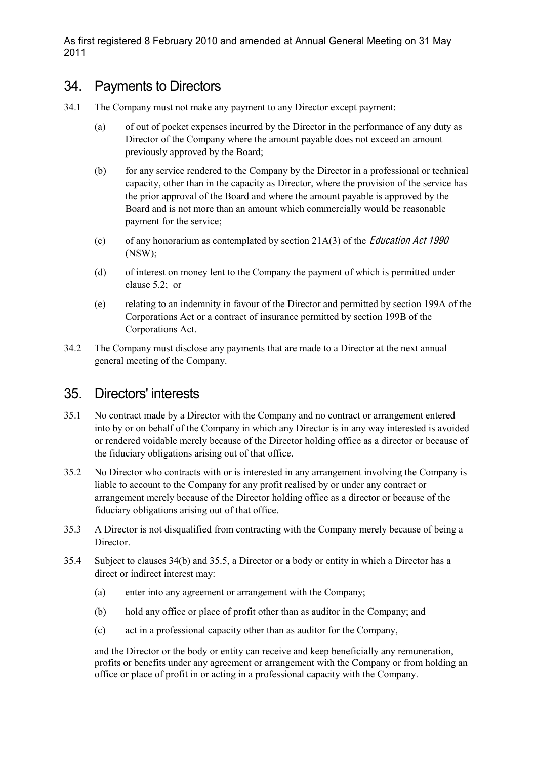## 34. Payments to Directors

34.1 The Company must not make any payment to any Director except payment:

(a) of out of pocket expenses incurred by the Director in the performance of any duty as Director of the Company where the amount payable does not exceed an amount previously approved by the Board;

(b) for any service rendered to the Company by the Director in a professional or technical capacity, other than in the capacity as Director, where the provision of the service has the prior approval of the Board and where the amount payable is approved by the Board and is not more than an amount which commercially would be reasonable payment for the service;

(c) of any honorarium as contemplated by section 21A(3) of the *Education Act 1990* (NSW);

(d) of interest on money lent to the Company the payment of which is permitted under clause 5.2; or

(e) relating to an indemnity in favour of the Director and permitted by section 199A of the Corporations Act or a contract of insurance permitted by section 199B of the Corporations Act.

34.2 The Company must disclose any payments that are made to a Director at the next annual general meeting of the Company.

## 35. Directors' interests

35.1 No contract made by a Director with the Company and no contract or arrangement entered into by or on behalf of the Company in which any Director is in any way interested is avoided or rendered voidable merely because of the Director holding office as a director or because of the fiduciary obligations arising out of that office.

35.2 No Director who contracts with or is interested in any arrangement involving the Company is liable to account to the Company for any profit realised by or under any contract or arrangement merely because of the Director holding office as a director or because of the fiduciary obligations arising out of that office.

35.3 A Director is not disqualified from contracting with the Company merely because of being a Director.

35.4 Subject to clauses 34(b) and 35.5, a Director or a body or entity in which a Director has a direct or indirect interest may:

(a) enter into any agreement or arrangement with the Company;

(b) hold any office or place of profit other than as auditor in the Company; and

(c) act in a professional capacity other than as auditor for the Company,

and the Director or the body or entity can receive and keep beneficially any remuneration, profits or benefits under any agreement or arrangement with the Company or from holding an office or place of profit in or acting in a professional capacity with the Company.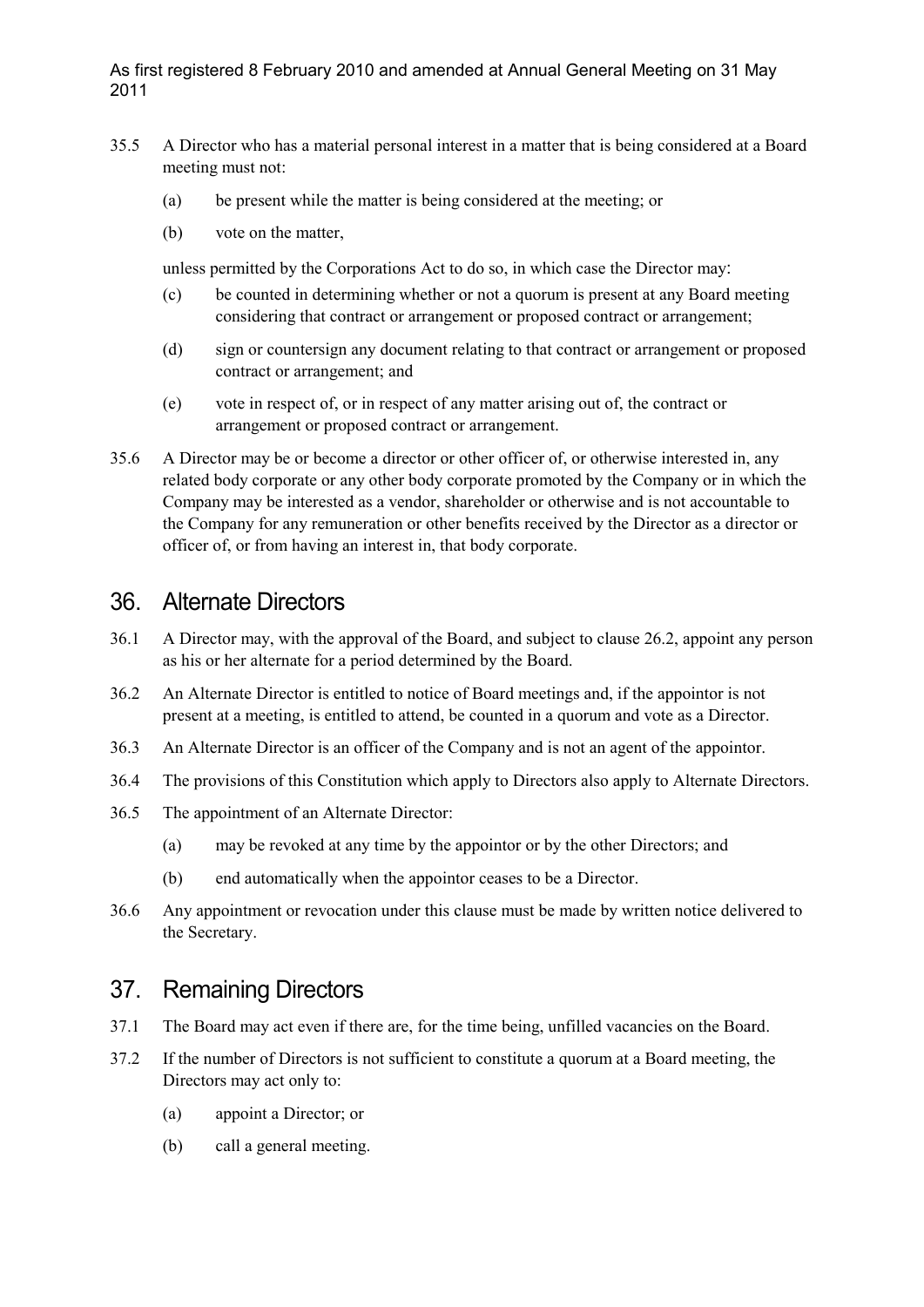35.5 A Director who has a material personal interest in a matter that is being considered at a Board meeting must not:

(a) be present while the matter is being considered at the meeting; or

(b) vote on the matter,

unless permitted by the Corporations Act to do so, in which case the Director may:

(c) be counted in determining whether or not a quorum is present at any Board meeting considering that contract or arrangement or proposed contract or arrangement;

(d) sign or countersign any document relating to that contract or arrangement or proposed contract or arrangement; and

(e) vote in respect of, or in respect of any matter arising out of, the contract or arrangement or proposed contract or arrangement.

35.6 A Director may be or become a director or other officer of, or otherwise interested in, any related body corporate or any other body corporate promoted by the Company or in which the Company may be interested as a vendor, shareholder or otherwise and is not accountable to the Company for any remuneration or other benefits received by the Director as a director or officer of, or from having an interest in, that body corporate.

# 36. Alternate Directors

36.1 A Director may, with the approval of the Board, and subject to clause 26.2, appoint any person as his or her alternate for a period determined by the Board.

36.2 An Alternate Director is entitled to notice of Board meetings and, if the appointor is not present at a meeting, is entitled to attend, be counted in a quorum and vote as a Director.

36.3 An Alternate Director is an officer of the Company and is not an agent of the appointor.

36.4 The provisions of this Constitution which apply to Directors also apply to Alternate Directors.

36.5 The appointment of an Alternate Director:

(a) may be revoked at any time by the appointor or by the other Directors; and

(b) end automatically when the appointor ceases to be a Director.

36.6 Any appointment or revocation under this clause must be made by written notice delivered to the Secretary.

# 37. Remaining Directors

37.1 The Board may act even if there are, for the time being, unfilled vacancies on the Board.

37.2 If the number of Directors is not sufficient to constitute a quorum at a Board meeting, the Directors may act only to:

(a) appoint a Director; or

(b) call a general meeting.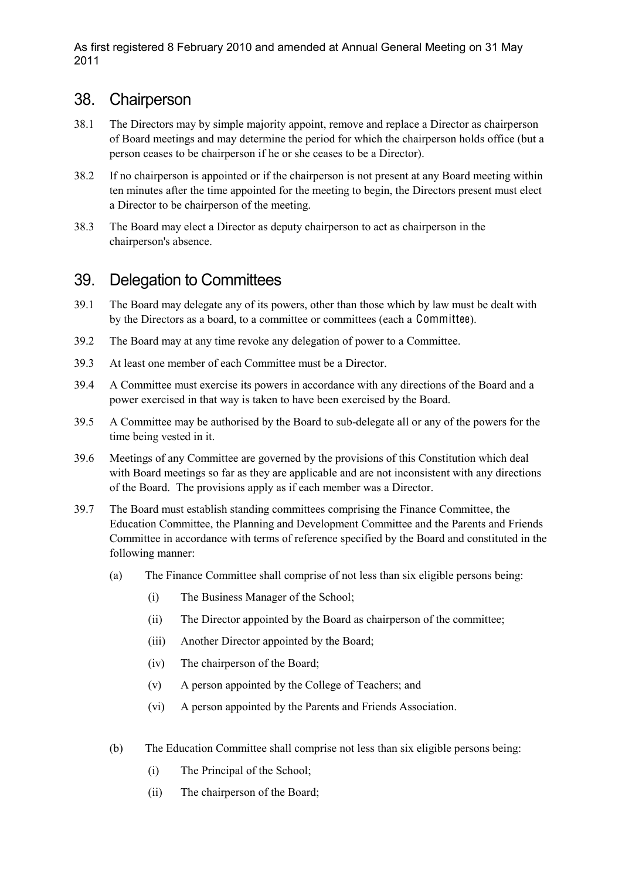## 38. Chairperson

38.1 The Directors may by simple majority appoint, remove and replace a Director as chairperson of Board meetings and may determine the period for which the chairperson holds office (but a person ceases to be chairperson if he or she ceases to be a Director).

38.2 If no chairperson is appointed or if the chairperson is not present at any Board meeting within ten minutes after the time appointed for the meeting to begin, the Directors present must elect a Director to be chairperson of the meeting.

38.3 The Board may elect a Director as deputy chairperson to act as chairperson in the chairperson's absence.

## 39. Delegation to Committees

39.1 The Board may delegate any of its powers, other than those which by law must be dealt with by the Directors as a board, to a committee or committees (each a **Committee**).

39.2 The Board may at any time revoke any delegation of power to a Committee.

39.3 At least one member of each Committee must be a Director.

39.4 A Committee must exercise its powers in accordance with any directions of the Board and a power exercised in that way is taken to have been exercised by the Board.

39.5 A Committee may be authorised by the Board to sub-delegate all or any of the powers for the time being vested in it.

39.6 Meetings of any Committee are governed by the provisions of this Constitution which deal with Board meetings so far as they are applicable and are not inconsistent with any directions of the Board. The provisions apply as if each member was a Director.

39.7 The Board must establish standing committees comprising the Finance Committee, the Education Committee, the Planning and Development Committee and the Parents and Friends Committee in accordance with terms of reference specified by the Board and constituted in the following manner:

(a) The Finance Committee shall comprise of not less than six eligible persons being:

- (i) The Business Manager of the School;
- (ii) The Director appointed by the Board as chairperson of the committee;
- (iii) Another Director appointed by the Board;
- (iv) The chairperson of the Board;
- (v) A person appointed by the College of Teachers; and
- (vi) A person appointed by the Parents and Friends Association.

(b) The Education Committee shall comprise not less than six eligible persons being:

- (i) The Principal of the School;
- (ii) The chairperson of the Board;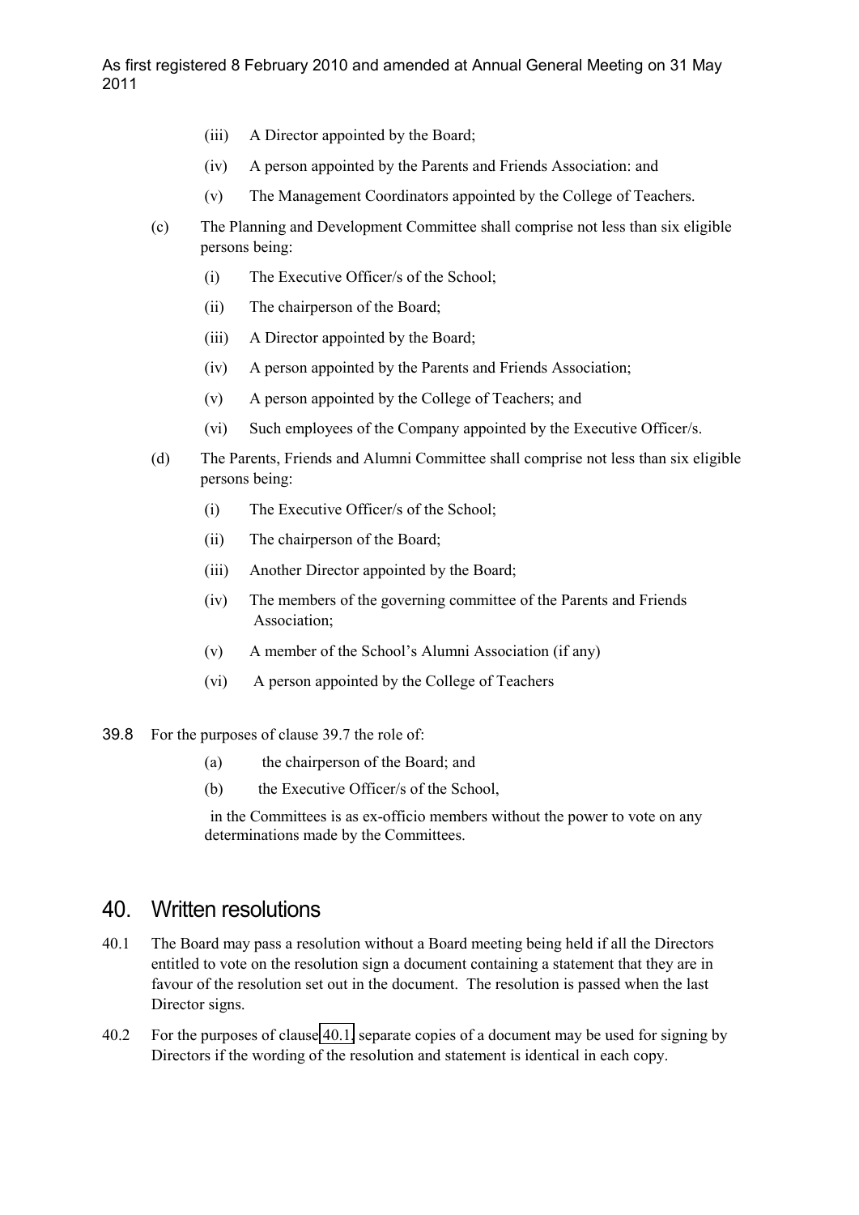(iii) A Director appointed by the Board;

(iv) A person appointed by the Parents and Friends Association: and

(v) The Management Coordinators appointed by the College of Teachers.

(c) The Planning and Development Committee shall comprise not less than six eligible persons being:

(i) The Executive Officer/s of the School;

(ii) The chairperson of the Board;

(iii) A Director appointed by the Board;

(iv) A person appointed by the Parents and Friends Association;

(v) A person appointed by the College of Teachers; and

(vi) Such employees of the Company appointed by the Executive Officer/s.

(d) The Parents, Friends and Alumni Committee shall comprise not less than six eligible persons being:

(i) The Executive Officer/s of the School;

(ii) The chairperson of the Board;

(iii) Another Director appointed by the Board;

(iv) The members of the governing committee of the Parents and Friends Association;

(v) A member of the School's Alumni Association (if any)

(vi) A person appointed by the College of Teachers

39.8 For the purposes of clause 39.7 the role of:

(a) the chairperson of the Board; and

(b) the Executive Officer/s of the School,

in the Committees is as ex-officio members without the power to vote on any determinations made by the Committees.

# 40. Written resolutions

40.1 The Board may pass a resolution without a Board meeting being held if all the Directors entitled to vote on the resolution sign a document containing a statement that they are in favour of the resolution set out in the document. The resolution is passed when the last Director signs.

40.2 For the purposes of clause 40.1, separate copies of a document may be used for signing by Directors if the wording of the resolution and statement is identical in each copy.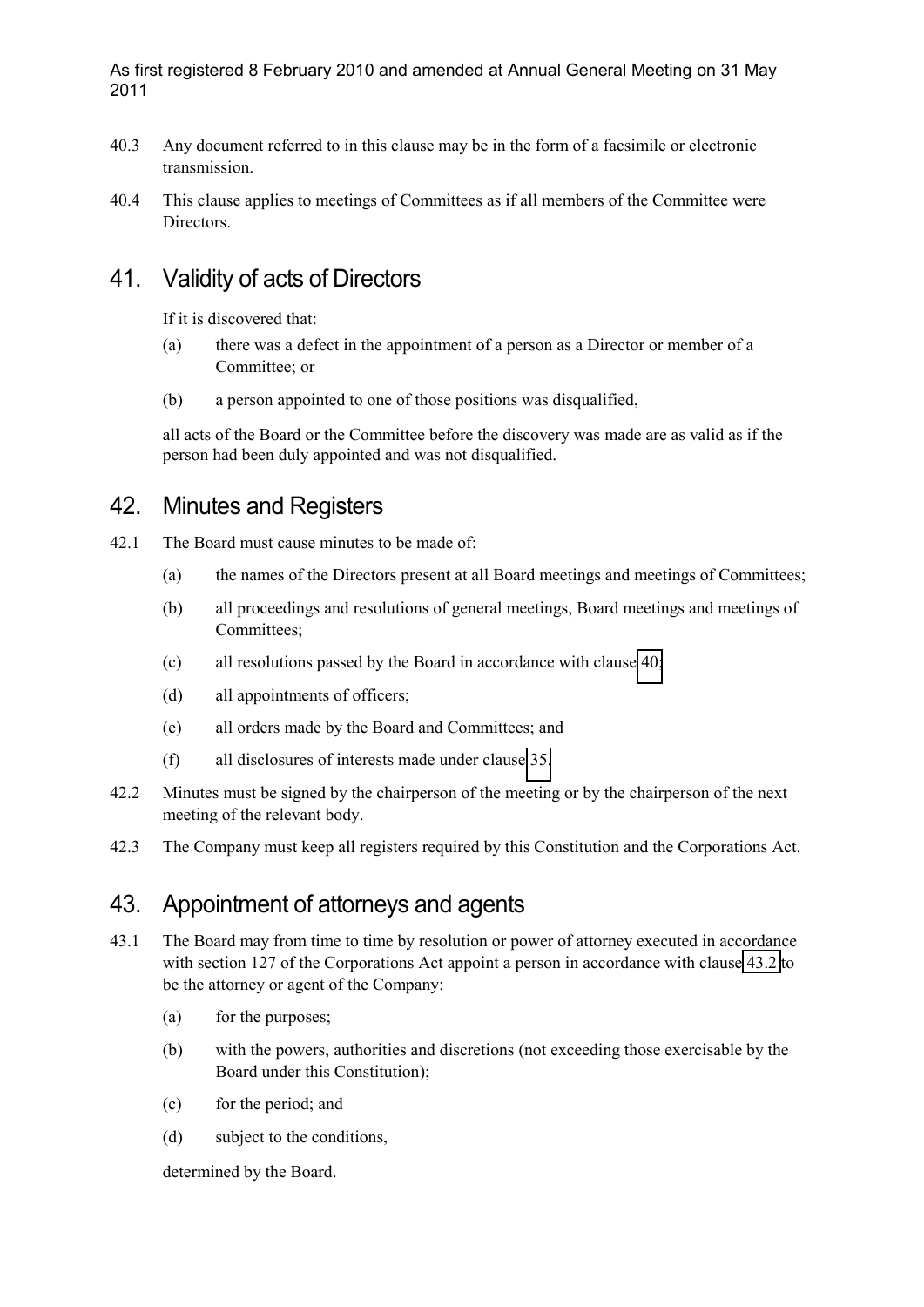40.3 Any document referred to in this clause may be in the form of a facsimile or electronic transmission.

40.4 This clause applies to meetings of Committees as if all members of the Committee were Directors.

# 41. Validity of acts of Directors

If it is discovered that:

(a) there was a defect in the appointment of a person as a Director or member of a Committee; or

(b) a person appointed to one of those positions was disqualified,

all acts of the Board or the Committee before the discovery was made are as valid as if the person had been duly appointed and was not disqualified.

# 42. Minutes and Registers

42.1 The Board must cause minutes to be made of:

(a) the names of the Directors present at all Board meetings and meetings of Committees;

(b) all proceedings and resolutions of general meetings, Board meetings and meetings of Committees;

(c) all resolutions passed by the Board in accordance with clause 40;

(d) all appointments of officers;

(e) all orders made by the Board and Committees; and

(f) all disclosures of interests made under clause 35.

42.2 Minutes must be signed by the chairperson of the meeting or by the chairperson of the next meeting of the relevant body.

42.3 The Company must keep all registers required by this Constitution and the Corporations Act.

# 43. Appointment of attorneys and agents

43.1 The Board may from time to time by resolution or power of attorney executed in accordance with section 127 of the Corporations Act appoint a person in accordance with clause 43.2 to be the attorney or agent of the Company:

(a) for the purposes;

(b) with the powers, authorities and discretions (not exceeding those exercisable by the Board under this Constitution);

(c) for the period; and

(d) subject to the conditions,

determined by the Board.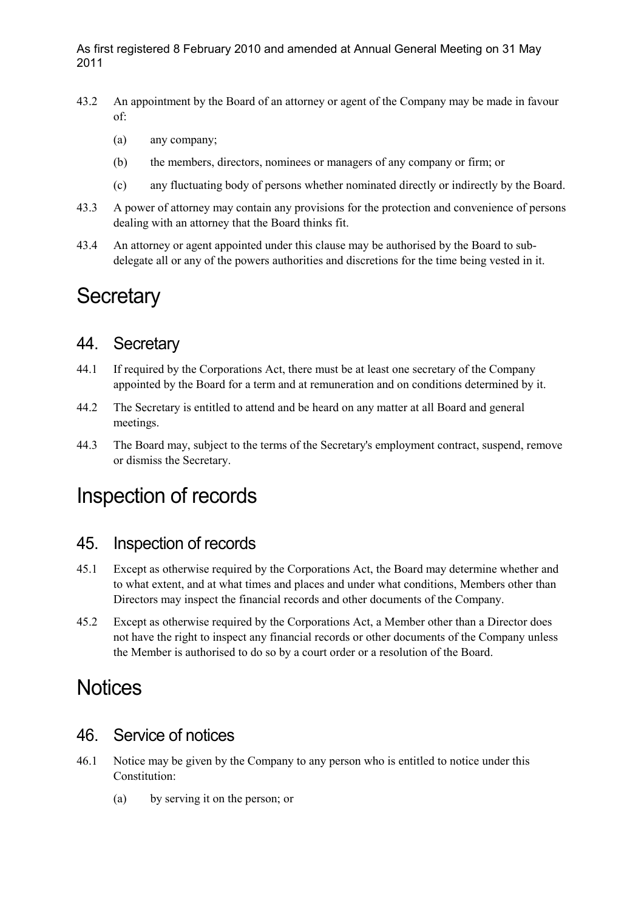43.2 An appointment by the Board of an attorney or agent of the Company may be made in favour of:

(a) any company;

(b) the members, directors, nominees or managers of any company or firm; or

(c) any fluctuating body of persons whether nominated directly or indirectly by the Board.

43.3 A power of attorney may contain any provisions for the protection and convenience of persons dealing with an attorney that the Board thinks fit.

43.4 An attorney or agent appointed under this clause may be authorised by the Board to sub-delegate all or any of the powers authorities and discretions for the time being vested in it.

# Secretary

## 44. Secretary

44.1 If required by the Corporations Act, there must be at least one secretary of the Company appointed by the Board for a term and at remuneration and on conditions determined by it.

44.2 The Secretary is entitled to attend and be heard on any matter at all Board and general meetings.

44.3 The Board may, subject to the terms of the Secretary's employment contract, suspend, remove or dismiss the Secretary.

# Inspection of records

## 45. Inspection of records

45.1 Except as otherwise required by the Corporations Act, the Board may determine whether and to what extent, and at what times and places and under what conditions, Members other than Directors may inspect the financial records and other documents of the Company.

45.2 Except as otherwise required by the Corporations Act, a Member other than a Director does not have the right to inspect any financial records or other documents of the Company unless the Member is authorised to do so by a court order or a resolution of the Board.

# Notices

## 46. Service of notices

46.1 Notice may be given by the Company to any person who is entitled to notice under this Constitution:

(a) by serving it on the person; or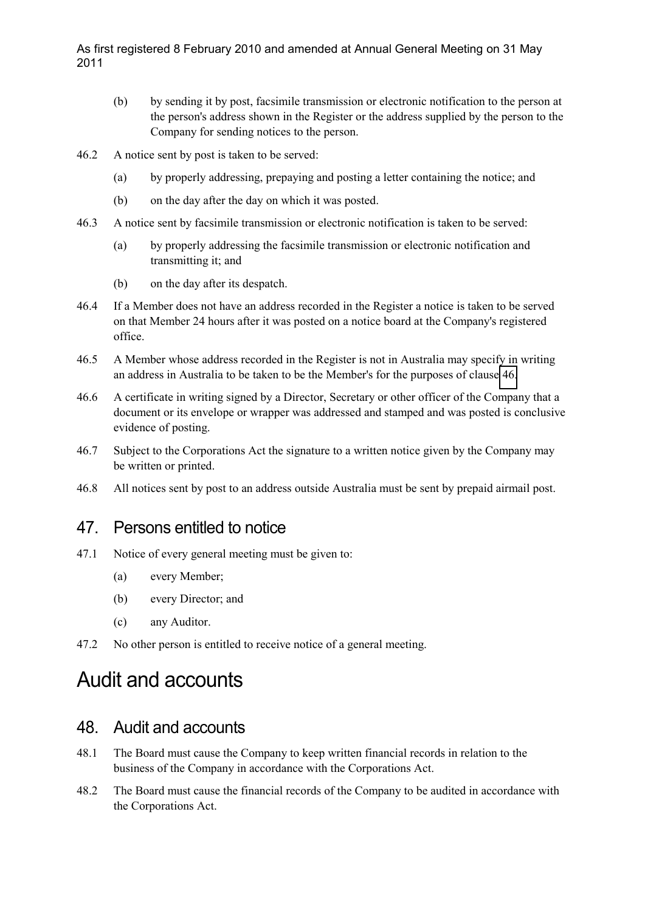(b) by sending it by post, facsimile transmission or electronic notification to the person at the person's address shown in the Register or the address supplied by the person to the Company for sending notices to the person.

46.2 A notice sent by post is taken to be served:

(a) by properly addressing, prepaying and posting a letter containing the notice; and

(b) on the day after the day on which it was posted.

46.3 A notice sent by facsimile transmission or electronic notification is taken to be served:

(a) by properly addressing the facsimile transmission or electronic notification and transmitting it; and

(b) on the day after its despatch.

46.4 If a Member does not have an address recorded in the Register a notice is taken to be served on that Member 24 hours after it was posted on a notice board at the Company's registered office.

46.5 A Member whose address recorded in the Register is not in Australia may specify in writing an address in Australia to be taken to be the Member's for the purposes of clause 46.

46.6 A certificate in writing signed by a Director, Secretary or other officer of the Company that a document or its envelope or wrapper was addressed and stamped and was posted is conclusive evidence of posting.

46.7 Subject to the Corporations Act the signature to a written notice given by the Company may be written or printed.

46.8 All notices sent by post to an address outside Australia must be sent by prepaid airmail post.

## 47. Persons entitled to notice

47.1 Notice of every general meeting must be given to:

(a) every Member;

(b) every Director; and

(c) any Auditor.

47.2 No other person is entitled to receive notice of a general meeting.

# Audit and accounts

## 48. Audit and accounts

48.1 The Board must cause the Company to keep written financial records in relation to the business of the Company in accordance with the Corporations Act.

48.2 The Board must cause the financial records of the Company to be audited in accordance with the Corporations Act.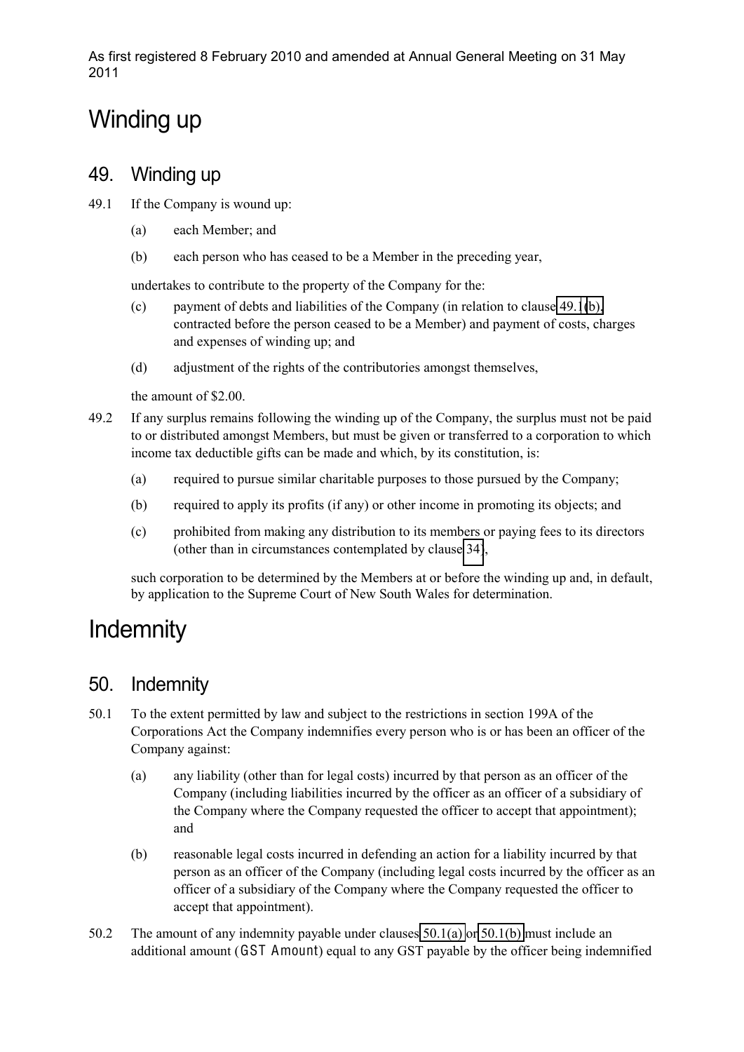# Winding up

## 49. Winding up

49.1 If the Company is wound up:

(a) each Member; and

(b) each person who has ceased to be a Member in the preceding year,

undertakes to contribute to the property of the Company for the:

(c) payment of debts and liabilities of the Company (in relation to clause 49.1(b), contracted before the person ceased to be a Member) and payment of costs, charges and expenses of winding up; and

(d) adjustment of the rights of the contributories amongst themselves,

the amount of $2.00.

49.2 If any surplus remains following the winding up of the Company, the surplus must not be paid to or distributed amongst Members, but must be given or transferred to a corporation to which income tax deductible gifts can be made and which, by its constitution, is:

(a) required to pursue similar charitable purposes to those pursued by the Company;

(b) required to apply its profits (if any) or other income in promoting its objects; and

(c) prohibited from making any distribution to its members or paying fees to its directors (other than in circumstances contemplated by clause 34),

such corporation to be determined by the Members at or before the winding up and, in default, by application to the Supreme Court of New South Wales for determination.

# Indemnity

## 50. Indemnity

50.1 To the extent permitted by law and subject to the restrictions in section 199A of the Corporations Act the Company indemnifies every person who is or has been an officer of the Company against:

(a) any liability (other than for legal costs) incurred by that person as an officer of the Company (including liabilities incurred by the officer as an officer of a subsidiary of the Company where the Company requested the officer to accept that appointment); and

(b) reasonable legal costs incurred in defending an action for a liability incurred by that person as an officer of the Company (including legal costs incurred by the officer as an officer of a subsidiary of the Company where the Company requested the officer to accept that appointment).

50.2 The amount of any indemnity payable under clauses 50.1(a) or 50.1(b) must include an additional amount (**GST Amount**) equal to any GST payable by the officer being indemnified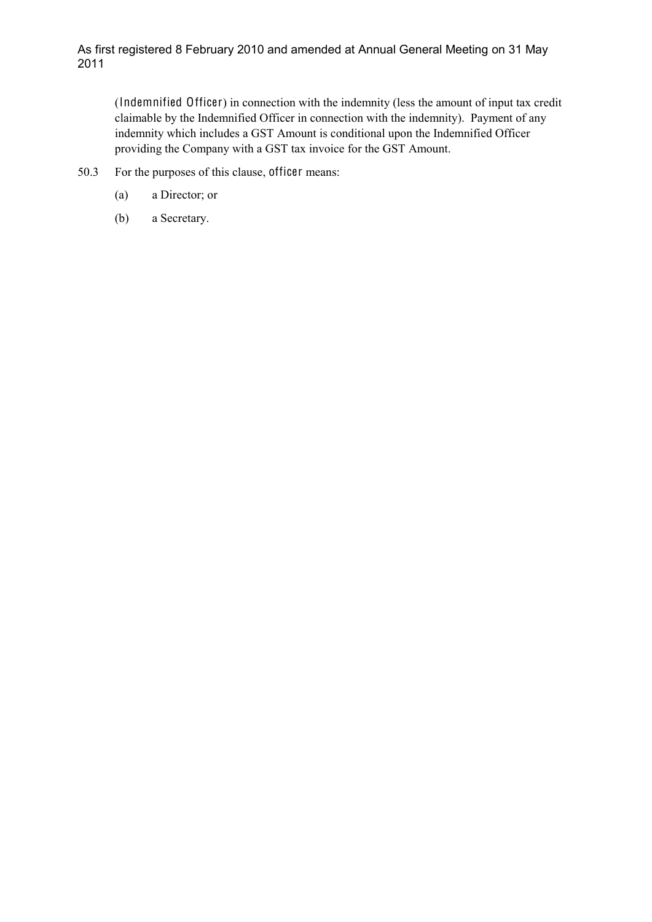(**Indemnified Officer**) in connection with the indemnity (less the amount of input tax credit claimable by the Indemnified Officer in connection with the indemnity). Payment of any indemnity which includes a GST Amount is conditional upon the Indemnified Officer providing the Company with a GST tax invoice for the GST Amount.

50.3 For the purposes of this clause, **officer** means:

(a) a Director; or

(b) a Secretary.